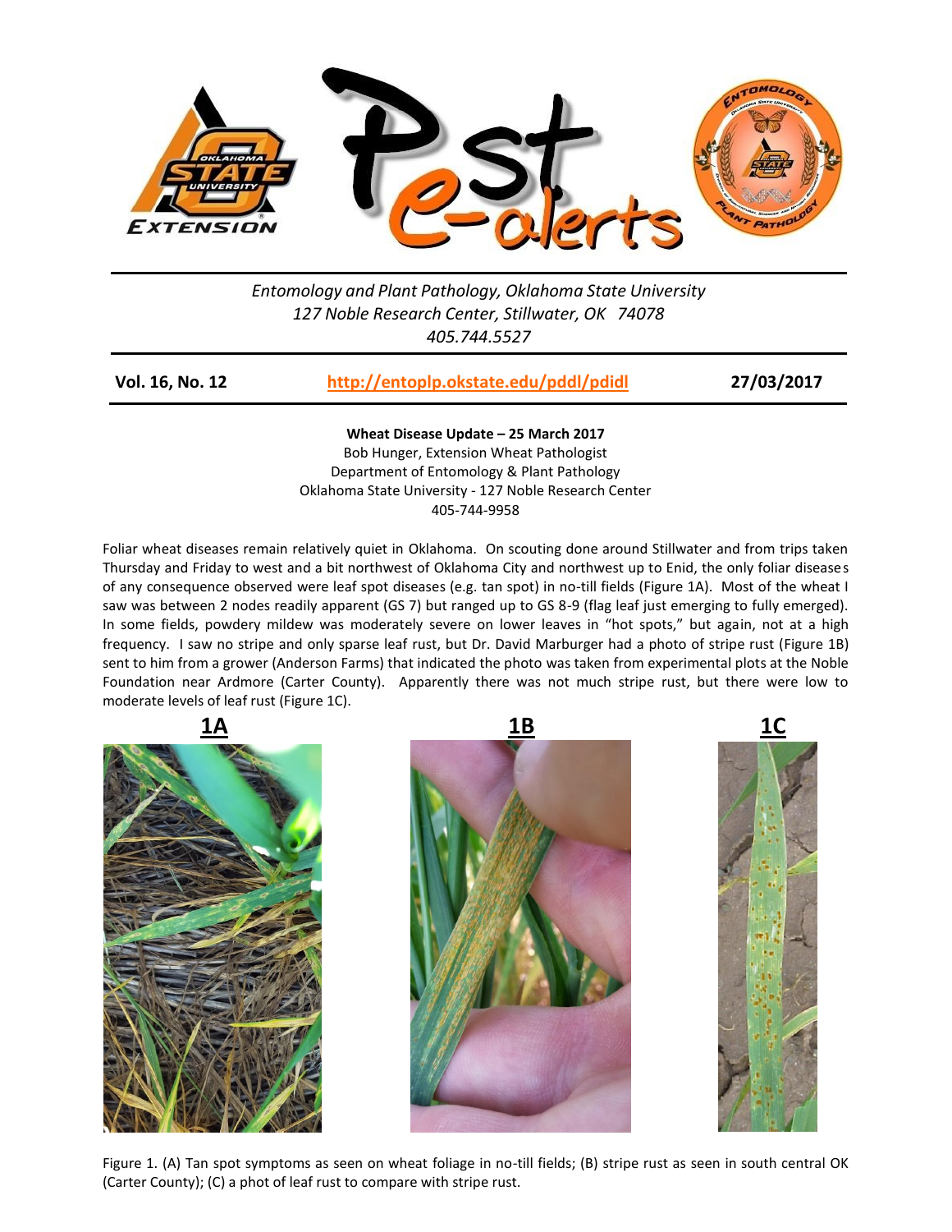# Pest e-alerts

*Entomology and Plant Pathology, Oklahoma State University*
*127 Noble Research Center, Stillwater, OK 74078*
*405.744.5527*

**Vol. 16, No. 12** | **http://entoplp.okstate.edu/pddl/pdidl** | **27/03/2017**

**Wheat Disease Update – 25 March 2017**
Bob Hunger, Extension Wheat Pathologist
Department of Entomology & Plant Pathology
Oklahoma State University - 127 Noble Research Center
405-744-9958

Foliar wheat diseases remain relatively quiet in Oklahoma. On scouting done around Stillwater and from trips taken Thursday and Friday to west and a bit northwest of Oklahoma City and northwest up to Enid, the only foliar diseases of any consequence observed were leaf spot diseases (e.g. tan spot) in no-till fields (Figure 1A). Most of the wheat I saw was between 2 nodes readily apparent (GS 7) but ranged up to GS 8-9 (flag leaf just emerging to fully emerged). In some fields, powdery mildew was moderately severe on lower leaves in "hot spots," but again, not at a high frequency. I saw no stripe and only sparse leaf rust, but Dr. David Marburger had a photo of stripe rust (Figure 1B) sent to him from a grower (Anderson Farms) that indicated the photo was taken from experimental plots at the Noble Foundation near Ardmore (Carter County). Apparently there was not much stripe rust, but there were low to moderate levels of leaf rust (Figure 1C).

**1A** **1B** **1C**

Figure 1. (A) Tan spot symptoms as seen on wheat foliage in no-till fields; (B) stripe rust as seen in south central OK (Carter County); (C) a phot of leaf rust to compare with stripe rust.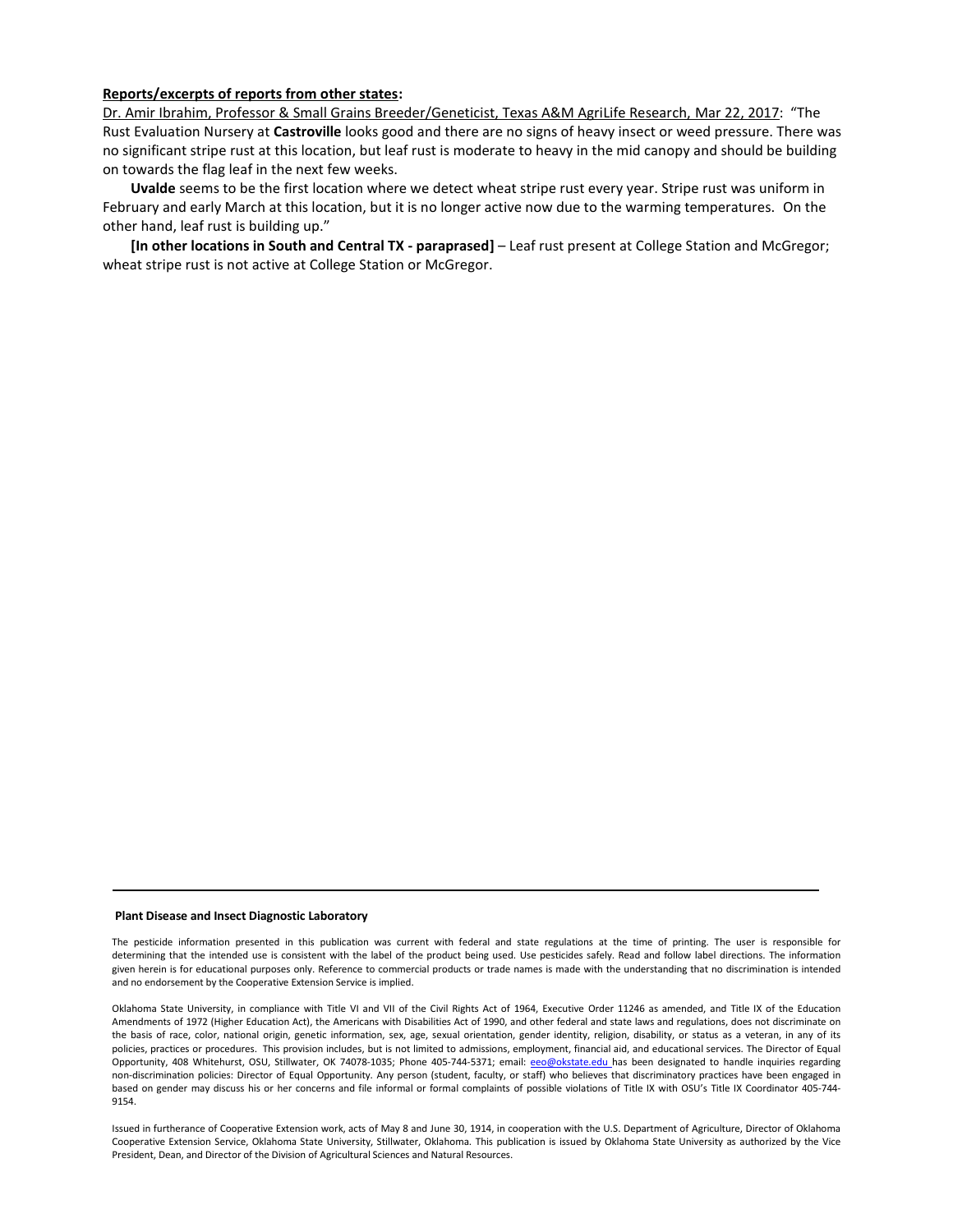**<u>Reports/excerpts of reports from other states</u>:**

<u>Dr. Amir Ibrahim, Professor & Small Grains Breeder/Geneticist, Texas A&M AgriLife Research, Mar 22, 2017</u>: "The Rust Evaluation Nursery at **Castroville** looks good and there are no signs of heavy insect or weed pressure. There was no significant stripe rust at this location, but leaf rust is moderate to heavy in the mid canopy and should be building on towards the flag leaf in the next few weeks.

**Uvalde** seems to be the first location where we detect wheat stripe rust every year. Stripe rust was uniform in February and early March at this location, but it is no longer active now due to the warming temperatures. On the other hand, leaf rust is building up."

**[In other locations in South and Central TX - paraprased]** – Leaf rust present at College Station and McGregor; wheat stripe rust is not active at College Station or McGregor.

---

**Plant Disease and Insect Diagnostic Laboratory**

The pesticide information presented in this publication was current with federal and state regulations at the time of printing. The user is responsible for determining that the intended use is consistent with the label of the product being used. Use pesticides safely. Read and follow label directions. The information given herein is for educational purposes only. Reference to commercial products or trade names is made with the understanding that no discrimination is intended and no endorsement by the Cooperative Extension Service is implied.

Oklahoma State University, in compliance with Title VI and VII of the Civil Rights Act of 1964, Executive Order 11246 as amended, and Title IX of the Education Amendments of 1972 (Higher Education Act), the Americans with Disabilities Act of 1990, and other federal and state laws and regulations, does not discriminate on the basis of race, color, national origin, genetic information, sex, age, sexual orientation, gender identity, religion, disability, or status as a veteran, in any of its policies, practices or procedures. This provision includes, but is not limited to admissions, employment, financial aid, and educational services. The Director of Equal Opportunity, 408 Whitehurst, OSU, Stillwater, OK 74078-1035; Phone 405-744-5371; email: eeo@okstate.edu has been designated to handle inquiries regarding non-discrimination policies: Director of Equal Opportunity. Any person (student, faculty, or staff) who believes that discriminatory practices have been engaged in based on gender may discuss his or her concerns and file informal or formal complaints of possible violations of Title IX with OSU's Title IX Coordinator 405-744-9154.

Issued in furtherance of Cooperative Extension work, acts of May 8 and June 30, 1914, in cooperation with the U.S. Department of Agriculture, Director of Oklahoma Cooperative Extension Service, Oklahoma State University, Stillwater, Oklahoma. This publication is issued by Oklahoma State University as authorized by the Vice President, Dean, and Director of the Division of Agricultural Sciences and Natural Resources.